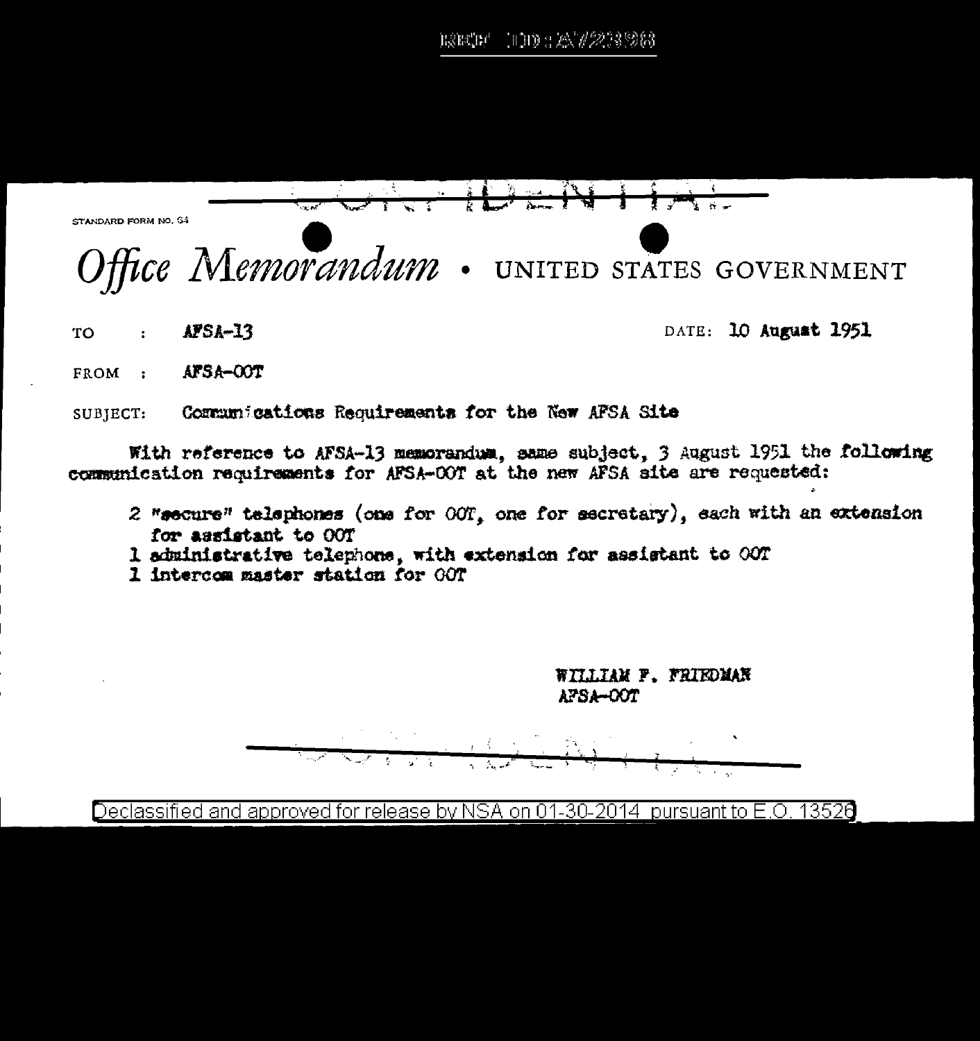REF ID:A72393

CONFIDENTIAL

STANDARD FORM NO. 64

# Office Memorandum • UNITED STATES GOVERNMENT

TO : AFSA-13

DATE: 10 August 1951

FROM : AFSA-OOT

SUBJECT: Communications Requirements for the New AFSA Site

With reference to AFSA-13 memorandum, same subject, 3 August 1951 the following communication requirements for AFSA-OOT at the new AFSA site are requested:

2 "secure" telephones (one for OOT, one for secretary), each with an extension for assistant to OOT
1 administrative telephone, with extension for assistant to OOT
1 intercom master station for OOT

WILLIAM F. FRIEDMAN
AFSA-OOT

CONFIDENTIAL

Declassified and approved for release by NSA on 01-30-2014 pursuant to E.O. 13526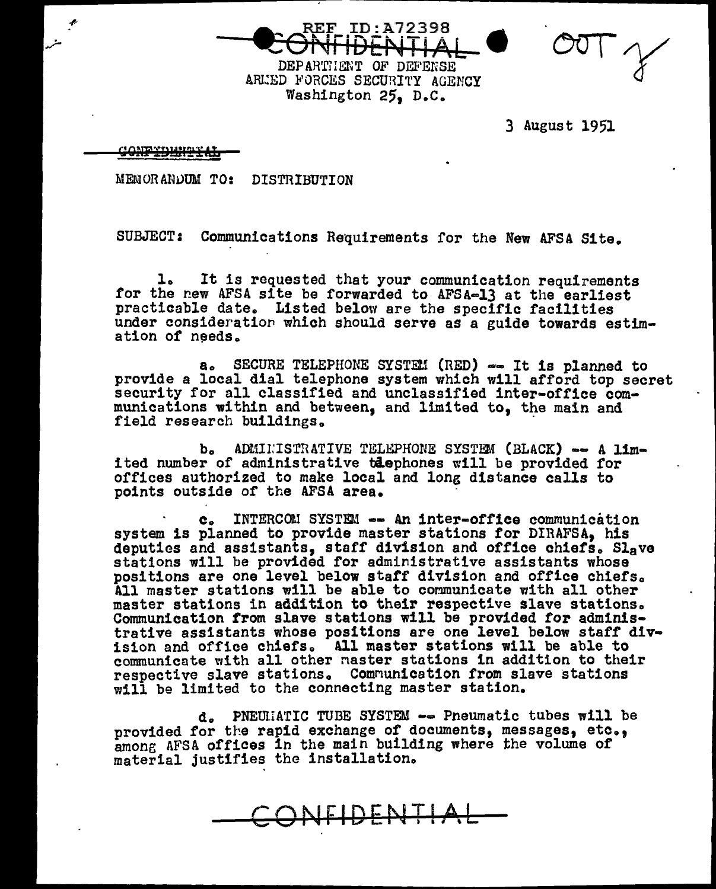REF ID:A72398

CONFIDENTIAL

DEPARTMENT OF DEFENSE
ARMED FORCES SECURITY AGENCY
Washington 25, D.C.

OUT

3 August 1951

CONFIDENTIAL

MEMORANDUM TO: DISTRIBUTION

SUBJECT: Communications Requirements for the New AFSA Site.

1. It is requested that your communication requirements for the new AFSA site be forwarded to AFSA-13 at the earliest practicable date. Listed below are the specific facilities under consideration which should serve as a guide towards estimation of needs.

a. SECURE TELEPHONE SYSTEM (RED) -- It is planned to provide a local dial telephone system which will afford top secret security for all classified and unclassified inter-office communications within and between, and limited to, the main and field research buildings.

b. ADMINISTRATIVE TELEPHONE SYSTEM (BLACK) -- A limited number of administrative telephones will be provided for offices authorized to make local and long distance calls to points outside of the AFSA area.

c. INTERCOM SYSTEM -- An inter-office communication system is planned to provide master stations for DIRAFSA, his deputies and assistants, staff division and office chiefs. Slave stations will be provided for administrative assistants whose positions are one level below staff division and office chiefs. All master stations will be able to communicate with all other master stations in addition to their respective slave stations. Communication from slave stations will be provided for administrative assistants whose positions are one level below staff division and office chiefs. All master stations will be able to communicate with all other master stations in addition to their respective slave stations. Communication from slave stations will be limited to the connecting master station.

d. PNEUMATIC TUBE SYSTEM -- Pneumatic tubes will be provided for the rapid exchange of documents, messages, etc., among AFSA offices in the main building where the volume of material justifies the installation.

CONFIDENTIAL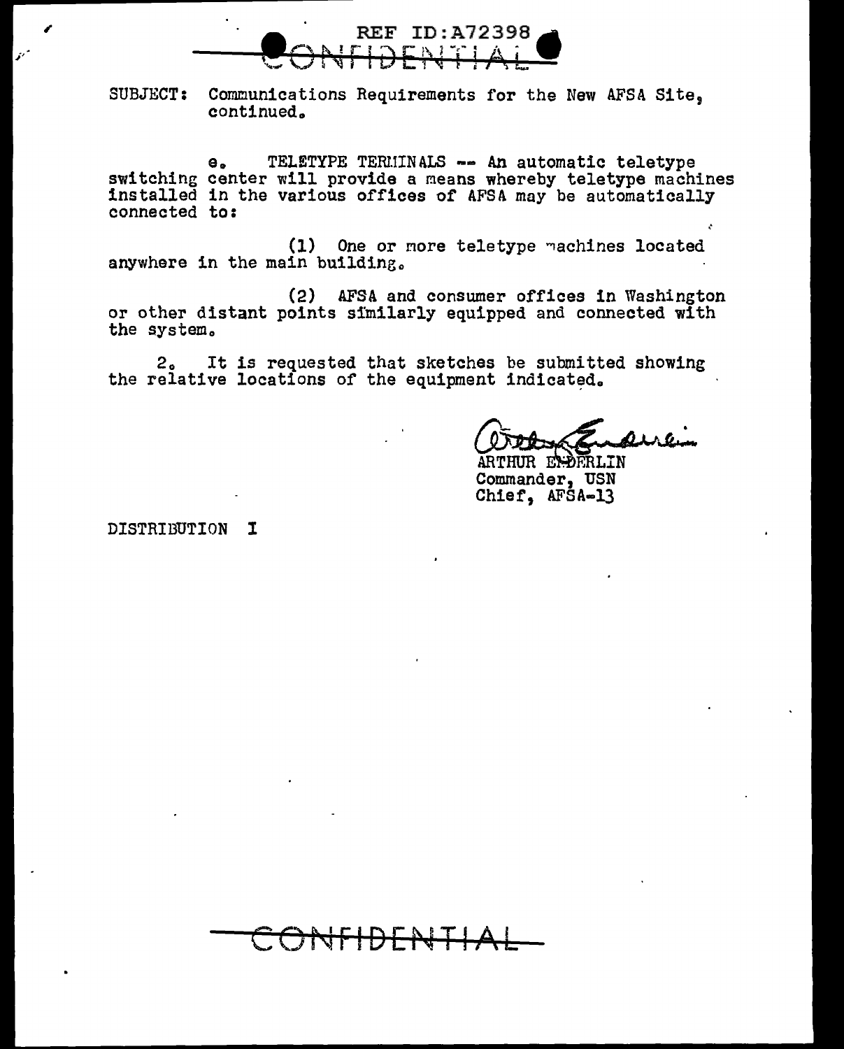REF ID:A72398

CONFIDENTIAL

SUBJECT: Communications Requirements for the New AFSA Site, continued.

e. TELETYPE TERMINALS -- An automatic teletype switching center will provide a means whereby teletype machines installed in the various offices of AFSA may be automatically connected to:

(1) One or more teletype machines located anywhere in the main building.

(2) AFSA and consumer offices in Washington or other distant points similarly equipped and connected with the system.

2. It is requested that sketches be submitted showing the relative locations of the equipment indicated.

ARTHUR ENDERLIN
Commander, USN
Chief, AFSA-13

DISTRIBUTION I

CONFIDENTIAL